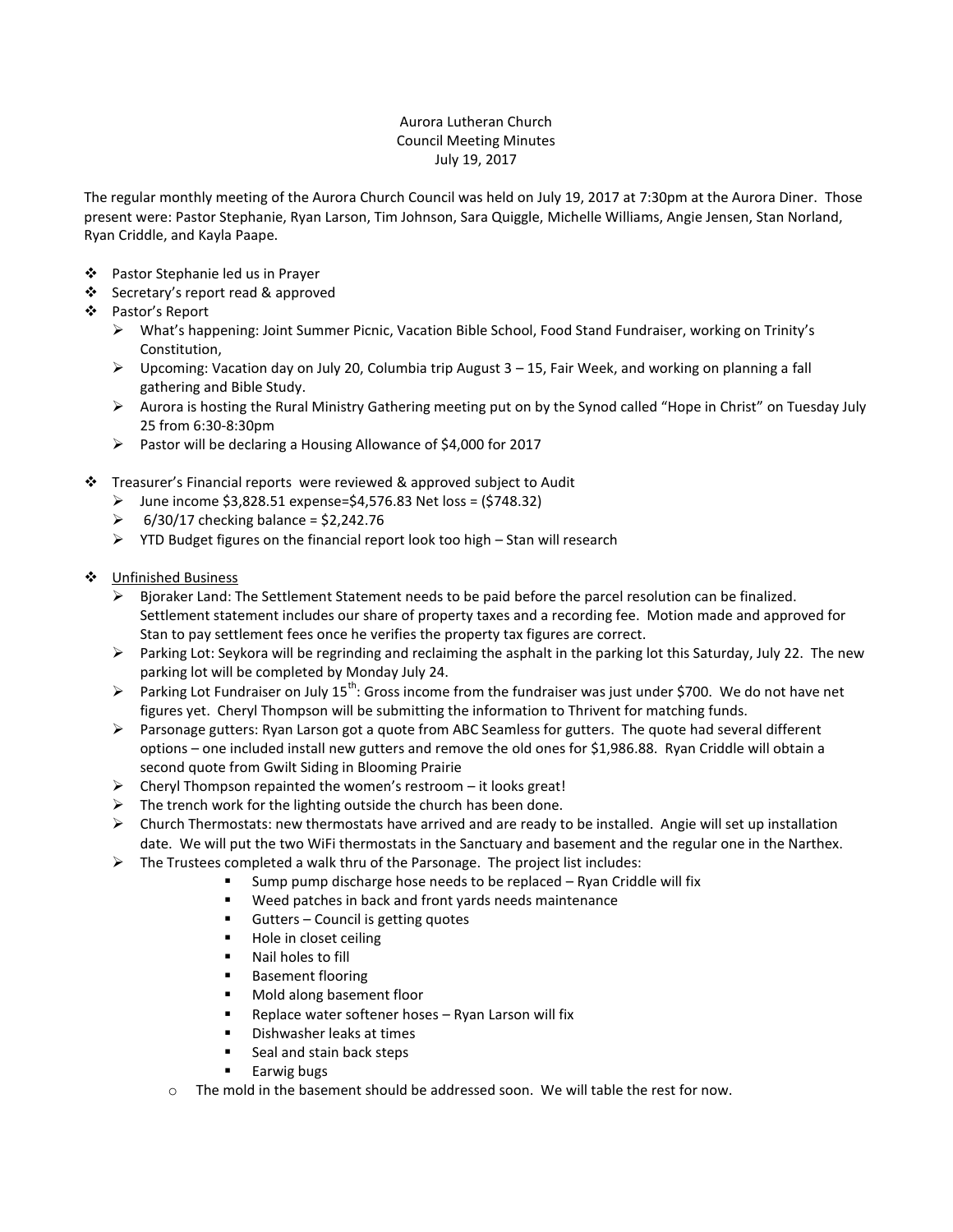Aurora Lutheran Church
Council Meeting Minutes
July 19, 2017

The regular monthly meeting of the Aurora Church Council was held on July 19, 2017 at 7:30pm at the Aurora Diner. Those present were: Pastor Stephanie, Ryan Larson, Tim Johnson, Sara Quiggle, Michelle Williams, Angie Jensen, Stan Norland, Ryan Criddle, and Kayla Paape.

- Pastor Stephanie led us in Prayer
- Secretary's report read & approved
- Pastor's Report
  - What's happening: Joint Summer Picnic, Vacation Bible School, Food Stand Fundraiser, working on Trinity's Constitution,
  - Upcoming: Vacation day on July 20, Columbia trip August 3 – 15, Fair Week, and working on planning a fall gathering and Bible Study.
  - Aurora is hosting the Rural Ministry Gathering meeting put on by the Synod called "Hope in Christ" on Tuesday July 25 from 6:30-8:30pm
  - Pastor will be declaring a Housing Allowance of $4,000 for 2017
- Treasurer's Financial reports were reviewed & approved subject to Audit
  - June income $3,828.51 expense=$4,576.83 Net loss = ($748.32)
  - 6/30/17 checking balance = $2,242.76
  - YTD Budget figures on the financial report look too high – Stan will research
- Unfinished Business
  - Bjoraker Land: The Settlement Statement needs to be paid before the parcel resolution can be finalized. Settlement statement includes our share of property taxes and a recording fee. Motion made and approved for Stan to pay settlement fees once he verifies the property tax figures are correct.
  - Parking Lot: Seykora will be regrinding and reclaiming the asphalt in the parking lot this Saturday, July 22. The new parking lot will be completed by Monday July 24.
  - Parking Lot Fundraiser on July 15th: Gross income from the fundraiser was just under $700. We do not have net figures yet. Cheryl Thompson will be submitting the information to Thrivent for matching funds.
  - Parsonage gutters: Ryan Larson got a quote from ABC Seamless for gutters. The quote had several different options – one included install new gutters and remove the old ones for $1,986.88. Ryan Criddle will obtain a second quote from Gwilt Siding in Blooming Prairie
  - Cheryl Thompson repainted the women's restroom – it looks great!
  - The trench work for the lighting outside the church has been done.
  - Church Thermostats: new thermostats have arrived and are ready to be installed. Angie will set up installation date. We will put the two WiFi thermostats in the Sanctuary and basement and the regular one in the Narthex.
  - The Trustees completed a walk thru of the Parsonage. The project list includes:
    - Sump pump discharge hose needs to be replaced – Ryan Criddle will fix
    - Weed patches in back and front yards needs maintenance
    - Gutters – Council is getting quotes
    - Hole in closet ceiling
    - Nail holes to fill
    - Basement flooring
    - Mold along basement floor
    - Replace water softener hoses – Ryan Larson will fix
    - Dishwasher leaks at times
    - Seal and stain back steps
    - Earwig bugs
  - The mold in the basement should be addressed soon. We will table the rest for now.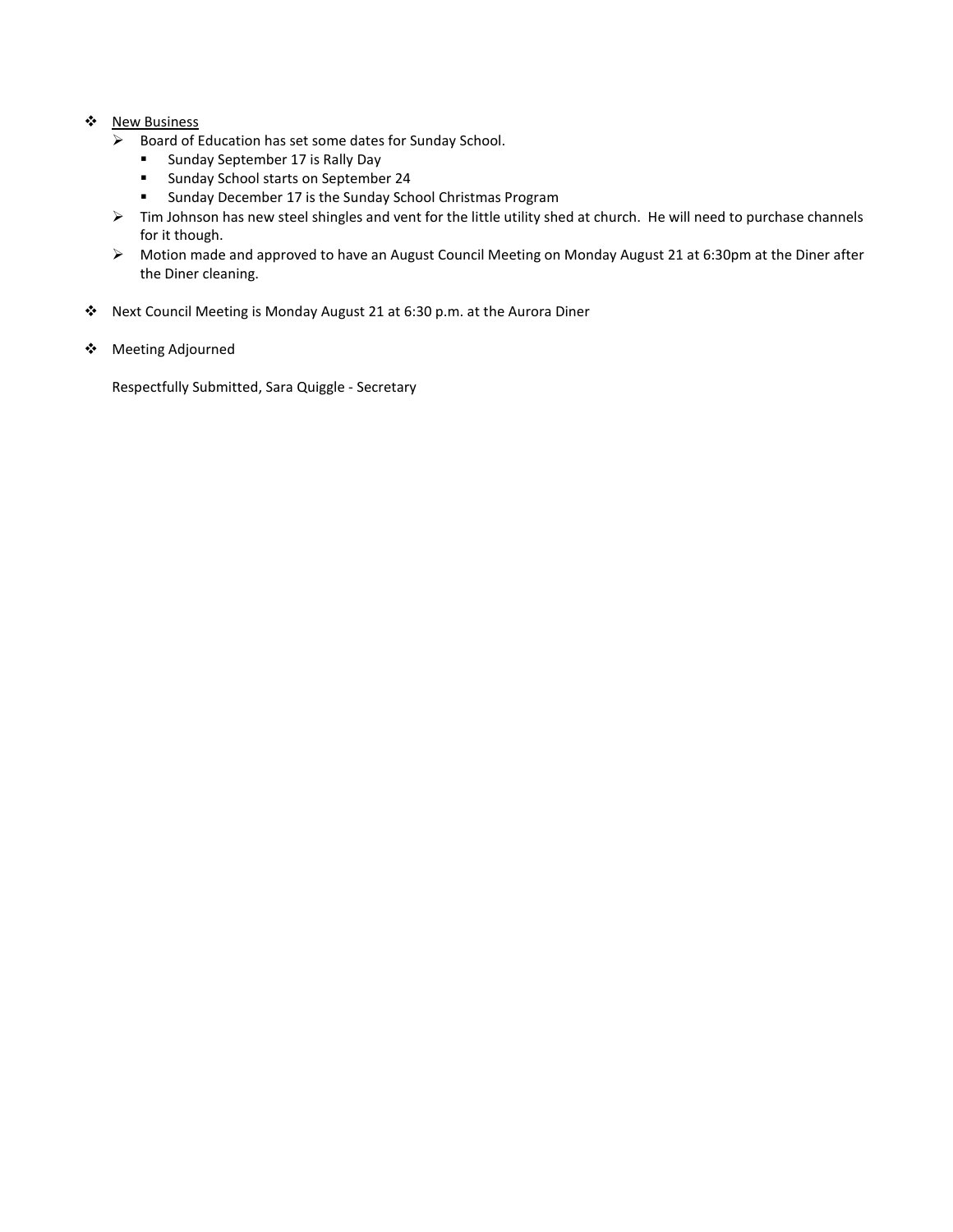- <u>New Business</u>
  - Board of Education has set some dates for Sunday School.
    - Sunday September 17 is Rally Day
    - Sunday School starts on September 24
    - Sunday December 17 is the Sunday School Christmas Program
  - Tim Johnson has new steel shingles and vent for the little utility shed at church. He will need to purchase channels for it though.
  - Motion made and approved to have an August Council Meeting on Monday August 21 at 6:30pm at the Diner after the Diner cleaning.

- Next Council Meeting is Monday August 21 at 6:30 p.m. at the Aurora Diner

- Meeting Adjourned

Respectfully Submitted, Sara Quiggle - Secretary